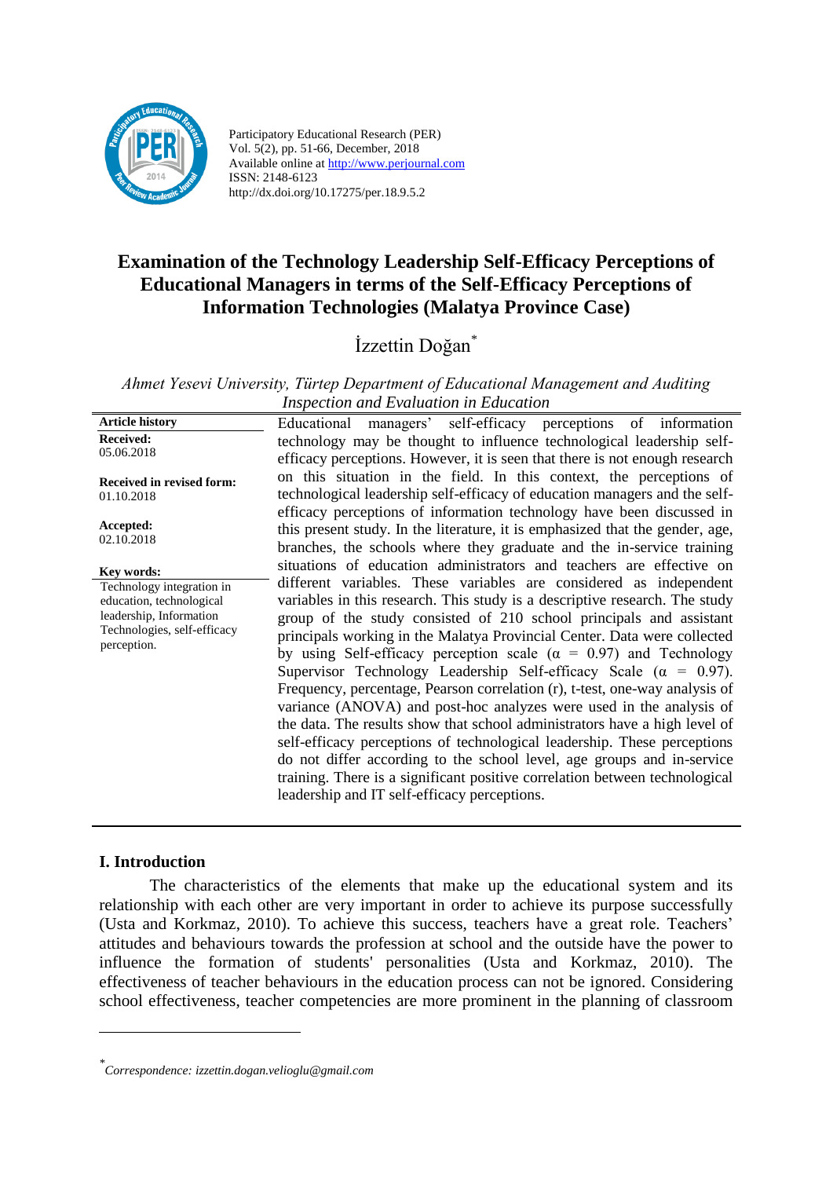Participatory Educational Research (PER)
Vol. 5(2), pp. 51-66, December, 2018
Available online at http://www.perjournal.com
ISSN: 2148-6123
http://dx.doi.org/10.17275/per.18.9.5.2

# Examination of the Technology Leadership Self-Efficacy Perceptions of Educational Managers in terms of the Self-Efficacy Perceptions of Information Technologies (Malatya Province Case)

İzzettin Doğan*

*Ahmet Yesevi University, Türtep Department of Educational Management and Auditing Inspection and Evaluation in Education*

**Article history**

**Received:**
05.06.2018

**Received in revised form:**
01.10.2018

**Accepted:**
02.10.2018

**Key words:**
Technology integration in education, technological leadership, Information Technologies, self-efficacy perception.

Educational managers' self-efficacy perceptions of information technology may be thought to influence technological leadership self-efficacy perceptions. However, it is seen that there is not enough research on this situation in the field. In this context, the perceptions of technological leadership self-efficacy of education managers and the self-efficacy perceptions of information technology have been discussed in this present study. In the literature, it is emphasized that the gender, age, branches, the schools where they graduate and the in-service training situations of education administrators and teachers are effective on different variables. These variables are considered as independent variables in this research. This study is a descriptive research. The study group of the study consisted of 210 school principals and assistant principals working in the Malatya Provincial Center. Data were collected by using Self-efficacy perception scale ($\alpha = 0.97$) and Technology Supervisor Technology Leadership Self-efficacy Scale ($\alpha = 0.97$). Frequency, percentage, Pearson correlation (r), t-test, one-way analysis of variance (ANOVA) and post-hoc analyzes were used in the analysis of the data. The results show that school administrators have a high level of self-efficacy perceptions of technological leadership. These perceptions do not differ according to the school level, age groups and in-service training. There is a significant positive correlation between technological leadership and IT self-efficacy perceptions.

## I. Introduction

The characteristics of the elements that make up the educational system and its relationship with each other are very important in order to achieve its purpose successfully (Usta and Korkmaz, 2010). To achieve this success, teachers have a great role. Teachers' attitudes and behaviours towards the profession at school and the outside have the power to influence the formation of students' personalities (Usta and Korkmaz, 2010). The effectiveness of teacher behaviours in the education process can not be ignored. Considering school effectiveness, teacher competencies are more prominent in the planning of classroom

---

* *Correspondence: izzettin.dogan.velioglu@gmail.com*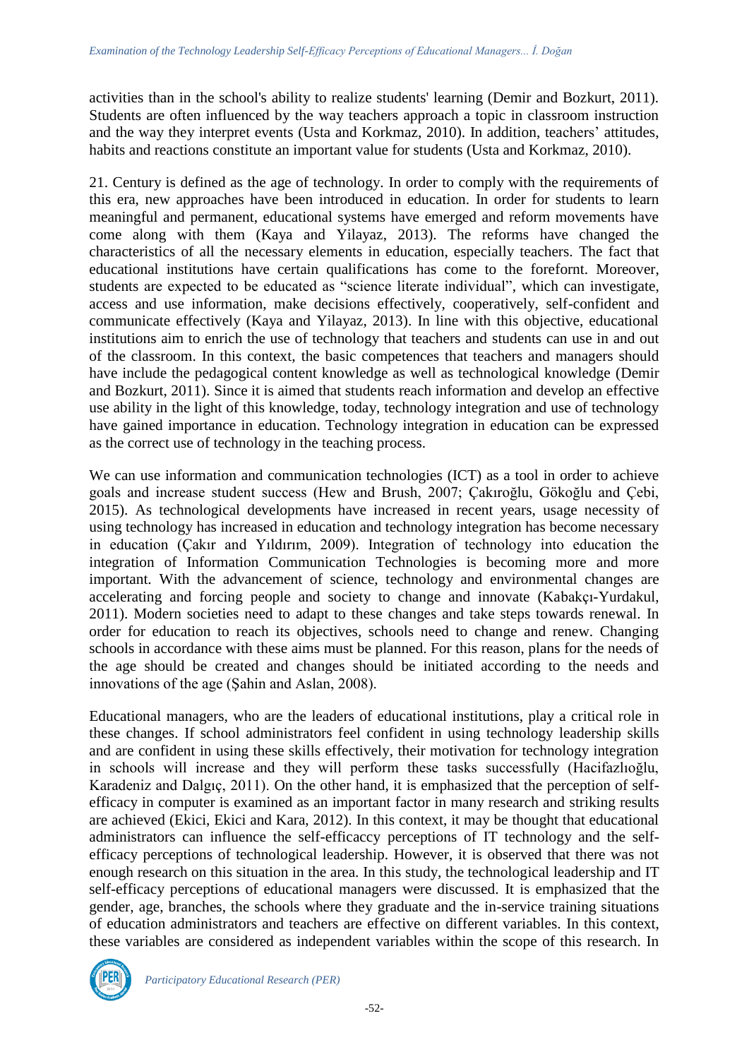activities than in the school's ability to realize students' learning (Demir and Bozkurt, 2011). Students are often influenced by the way teachers approach a topic in classroom instruction and the way they interpret events (Usta and Korkmaz, 2010). In addition, teachers' attitudes, habits and reactions constitute an important value for students (Usta and Korkmaz, 2010).

21. Century is defined as the age of technology. In order to comply with the requirements of this era, new approaches have been introduced in education. In order for students to learn meaningful and permanent, educational systems have emerged and reform movements have come along with them (Kaya and Yilayaz, 2013). The reforms have changed the characteristics of all the necessary elements in education, especially teachers. The fact that educational institutions have certain qualifications has come to the forefornt. Moreover, students are expected to be educated as "science literate individual", which can investigate, access and use information, make decisions effectively, cooperatively, self-confident and communicate effectively (Kaya and Yilayaz, 2013). In line with this objective, educational institutions aim to enrich the use of technology that teachers and students can use in and out of the classroom. In this context, the basic competences that teachers and managers should have include the pedagogical content knowledge as well as technological knowledge (Demir and Bozkurt, 2011). Since it is aimed that students reach information and develop an effective use ability in the light of this knowledge, today, technology integration and use of technology have gained importance in education. Technology integration in education can be expressed as the correct use of technology in the teaching process.

We can use information and communication technologies (ICT) as a tool in order to achieve goals and increase student success (Hew and Brush, 2007; Çakıroğlu, Gökoğlu and Çebi, 2015). As technological developments have increased in recent years, usage necessity of using technology has increased in education and technology integration has become necessary in education (Çakır and Yıldırım, 2009). Integration of technology into education the integration of Information Communication Technologies is becoming more and more important. With the advancement of science, technology and environmental changes are accelerating and forcing people and society to change and innovate (Kabakçı-Yurdakul, 2011). Modern societies need to adapt to these changes and take steps towards renewal. In order for education to reach its objectives, schools need to change and renew. Changing schools in accordance with these aims must be planned. For this reason, plans for the needs of the age should be created and changes should be initiated according to the needs and innovations of the age (Şahin and Aslan, 2008).

Educational managers, who are the leaders of educational institutions, play a critical role in these changes. If school administrators feel confident in using technology leadership skills and are confident in using these skills effectively, their motivation for technology integration in schools will increase and they will perform these tasks successfully (Hacifazlıoğlu, Karadeniz and Dalgıç, 2011). On the other hand, it is emphasized that the perception of self-efficacy in computer is examined as an important factor in many research and striking results are achieved (Ekici, Ekici and Kara, 2012). In this context, it may be thought that educational administrators can influence the self-efficaccy perceptions of IT technology and the self-efficacy perceptions of technological leadership. However, it is observed that there was not enough research on this situation in the area. In this study, the technological leadership and IT self-efficacy perceptions of educational managers were discussed. It is emphasized that the gender, age, branches, the schools where they graduate and the in-service training situations of education administrators and teachers are effective on different variables. In this context, these variables are considered as independent variables within the scope of this research. In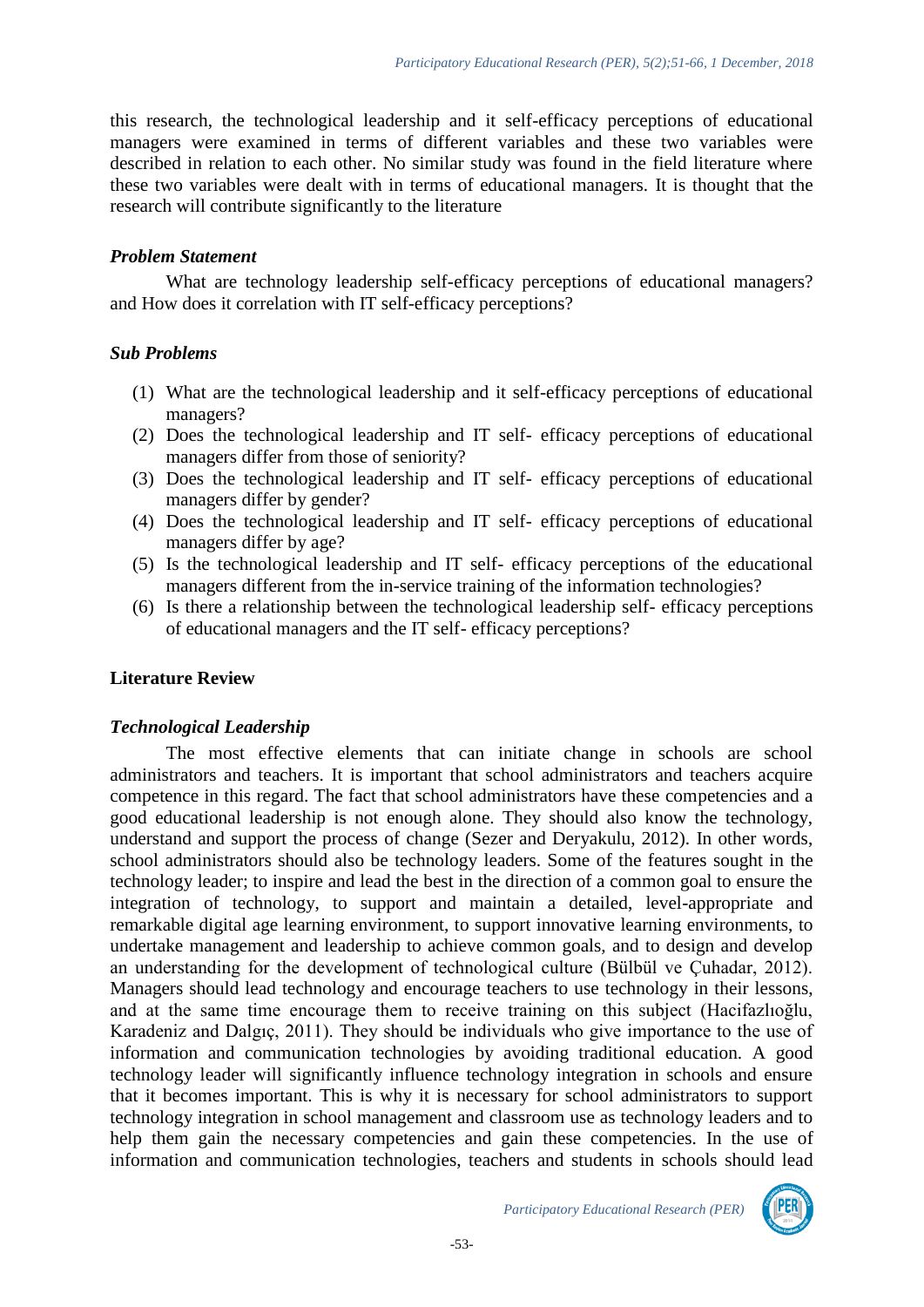this research, the technological leadership and it self-efficacy perceptions of educational managers were examined in terms of different variables and these two variables were described in relation to each other. No similar study was found in the field literature where these two variables were dealt with in terms of educational managers. It is thought that the research will contribute significantly to the literature

### *Problem Statement*

What are technology leadership self-efficacy perceptions of educational managers? and How does it correlation with IT self-efficacy perceptions?

### *Sub Problems*

(1) What are the technological leadership and it self-efficacy perceptions of educational managers?
(2) Does the technological leadership and IT self- efficacy perceptions of educational managers differ from those of seniority?
(3) Does the technological leadership and IT self- efficacy perceptions of educational managers differ by gender?
(4) Does the technological leadership and IT self- efficacy perceptions of educational managers differ by age?
(5) Is the technological leadership and IT self- efficacy perceptions of the educational managers different from the in-service training of the information technologies?
(6) Is there a relationship between the technological leadership self- efficacy perceptions of educational managers and the IT self- efficacy perceptions?

## **Literature Review**

### *Technological Leadership*

The most effective elements that can initiate change in schools are school administrators and teachers. It is important that school administrators and teachers acquire competence in this regard. The fact that school administrators have these competencies and a good educational leadership is not enough alone. They should also know the technology, understand and support the process of change (Sezer and Deryakulu, 2012). In other words, school administrators should also be technology leaders. Some of the features sought in the technology leader; to inspire and lead the best in the direction of a common goal to ensure the integration of technology, to support and maintain a detailed, level-appropriate and remarkable digital age learning environment, to support innovative learning environments, to undertake management and leadership to achieve common goals, and to design and develop an understanding for the development of technological culture (Bülbül ve Çuhadar, 2012). Managers should lead technology and encourage teachers to use technology in their lessons, and at the same time encourage them to receive training on this subject (Hacifazlıoğlu, Karadeniz and Dalgıç, 2011). They should be individuals who give importance to the use of information and communication technologies by avoiding traditional education. A good technology leader will significantly influence technology integration in schools and ensure that it becomes important. This is why it is necessary for school administrators to support technology integration in school management and classroom use as technology leaders and to help them gain the necessary competencies and gain these competencies. In the use of information and communication technologies, teachers and students in schools should lead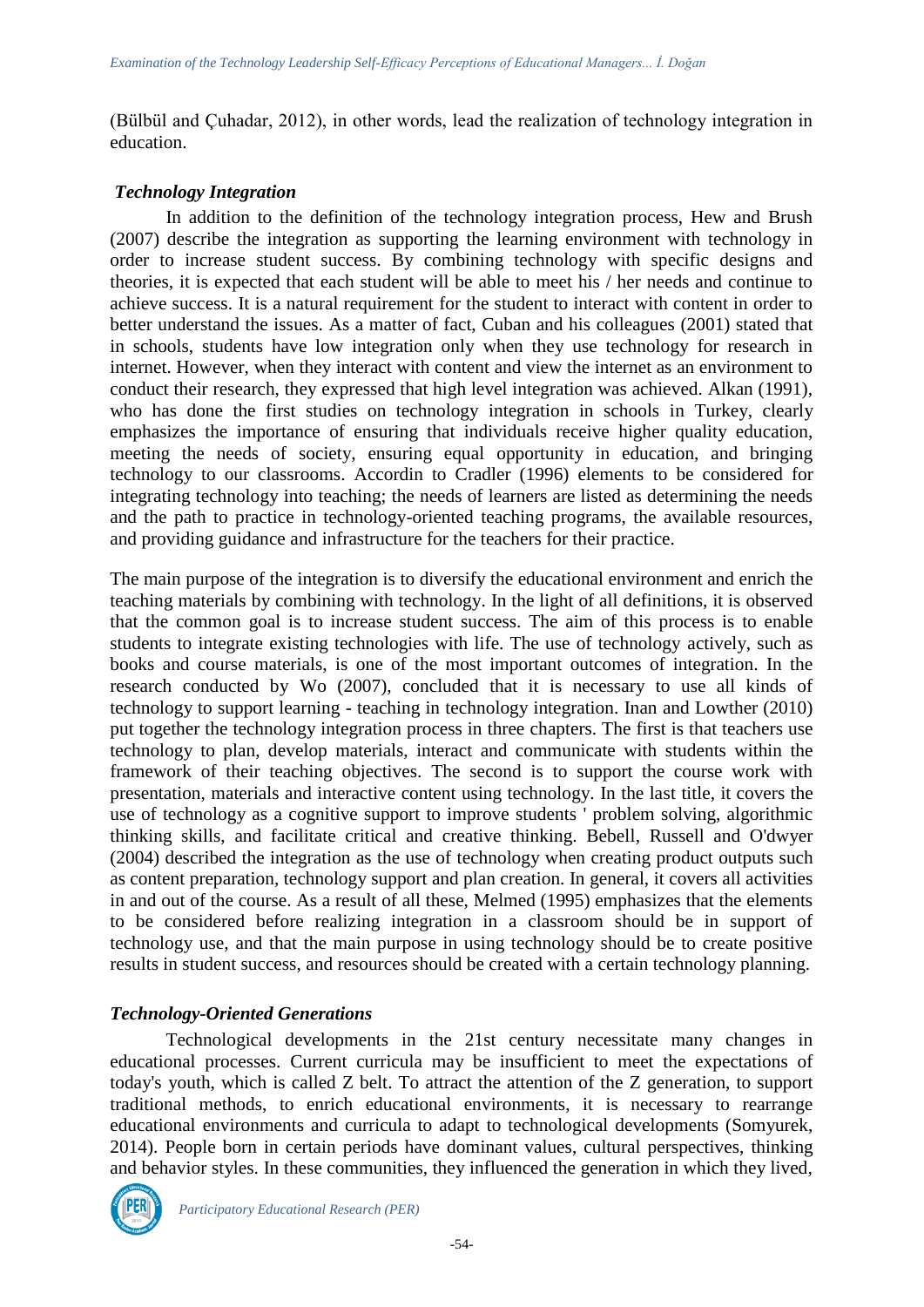(Bülbül and Çuhadar, 2012), in other words, lead the realization of technology integration in education.

### *Technology Integration*

In addition to the definition of the technology integration process, Hew and Brush (2007) describe the integration as supporting the learning environment with technology in order to increase student success. By combining technology with specific designs and theories, it is expected that each student will be able to meet his / her needs and continue to achieve success. It is a natural requirement for the student to interact with content in order to better understand the issues. As a matter of fact, Cuban and his colleagues (2001) stated that in schools, students have low integration only when they use technology for research in internet. However, when they interact with content and view the internet as an environment to conduct their research, they expressed that high level integration was achieved. Alkan (1991), who has done the first studies on technology integration in schools in Turkey, clearly emphasizes the importance of ensuring that individuals receive higher quality education, meeting the needs of society, ensuring equal opportunity in education, and bringing technology to our classrooms. Accordin to Cradler (1996) elements to be considered for integrating technology into teaching; the needs of learners are listed as determining the needs and the path to practice in technology-oriented teaching programs, the available resources, and providing guidance and infrastructure for the teachers for their practice.

The main purpose of the integration is to diversify the educational environment and enrich the teaching materials by combining with technology. In the light of all definitions, it is observed that the common goal is to increase student success. The aim of this process is to enable students to integrate existing technologies with life. The use of technology actively, such as books and course materials, is one of the most important outcomes of integration. In the research conducted by Wo (2007), concluded that it is necessary to use all kinds of technology to support learning - teaching in technology integration. Inan and Lowther (2010) put together the technology integration process in three chapters. The first is that teachers use technology to plan, develop materials, interact and communicate with students within the framework of their teaching objectives. The second is to support the course work with presentation, materials and interactive content using technology. In the last title, it covers the use of technology as a cognitive support to improve students ' problem solving, algorithmic thinking skills, and facilitate critical and creative thinking. Bebell, Russell and O'dwyer (2004) described the integration as the use of technology when creating product outputs such as content preparation, technology support and plan creation. In general, it covers all activities in and out of the course. As a result of all these, Melmed (1995) emphasizes that the elements to be considered before realizing integration in a classroom should be in support of technology use, and that the main purpose in using technology should be to create positive results in student success, and resources should be created with a certain technology planning.

### *Technology-Oriented Generations*

Technological developments in the 21st century necessitate many changes in educational processes. Current curricula may be insufficient to meet the expectations of today's youth, which is called Z belt. To attract the attention of the Z generation, to support traditional methods, to enrich educational environments, it is necessary to rearrange educational environments and curricula to adapt to technological developments (Somyurek, 2014). People born in certain periods have dominant values, cultural perspectives, thinking and behavior styles. In these communities, they influenced the generation in which they lived,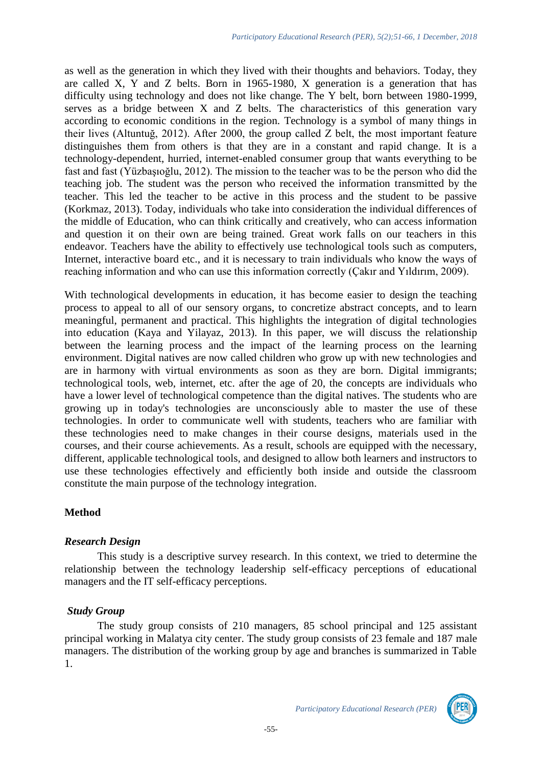as well as the generation in which they lived with their thoughts and behaviors. Today, they are called X, Y and Z belts. Born in 1965-1980, X generation is a generation that has difficulty using technology and does not like change. The Y belt, born between 1980-1999, serves as a bridge between X and Z belts. The characteristics of this generation vary according to economic conditions in the region. Technology is a symbol of many things in their lives (Altuntuğ, 2012). After 2000, the group called Z belt, the most important feature distinguishes them from others is that they are in a constant and rapid change. It is a technology-dependent, hurried, internet-enabled consumer group that wants everything to be fast and fast (Yüzbaşıoğlu, 2012). The mission to the teacher was to be the person who did the teaching job. The student was the person who received the information transmitted by the teacher. This led the teacher to be active in this process and the student to be passive (Korkmaz, 2013). Today, individuals who take into consideration the individual differences of the middle of Education, who can think critically and creatively, who can access information and question it on their own are being trained. Great work falls on our teachers in this endeavor. Teachers have the ability to effectively use technological tools such as computers, Internet, interactive board etc., and it is necessary to train individuals who know the ways of reaching information and who can use this information correctly (Çakır and Yıldırım, 2009).

With technological developments in education, it has become easier to design the teaching process to appeal to all of our sensory organs, to concretize abstract concepts, and to learn meaningful, permanent and practical. This highlights the integration of digital technologies into education (Kaya and Yilayaz, 2013). In this paper, we will discuss the relationship between the learning process and the impact of the learning process on the learning environment. Digital natives are now called children who grow up with new technologies and are in harmony with virtual environments as soon as they are born. Digital immigrants; technological tools, web, internet, etc. after the age of 20, the concepts are individuals who have a lower level of technological competence than the digital natives. The students who are growing up in today's technologies are unconsciously able to master the use of these technologies. In order to communicate well with students, teachers who are familiar with these technologies need to make changes in their course designs, materials used in the courses, and their course achievements. As a result, schools are equipped with the necessary, different, applicable technological tools, and designed to allow both learners and instructors to use these technologies effectively and efficiently both inside and outside the classroom constitute the main purpose of the technology integration.

## Method

### *Research Design*

This study is a descriptive survey research. In this context, we tried to determine the relationship between the technology leadership self-efficacy perceptions of educational managers and the IT self-efficacy perceptions.

### *Study Group*

The study group consists of 210 managers, 85 school principal and 125 assistant principal working in Malatya city center. The study group consists of 23 female and 187 male managers. The distribution of the working group by age and branches is summarized in Table 1.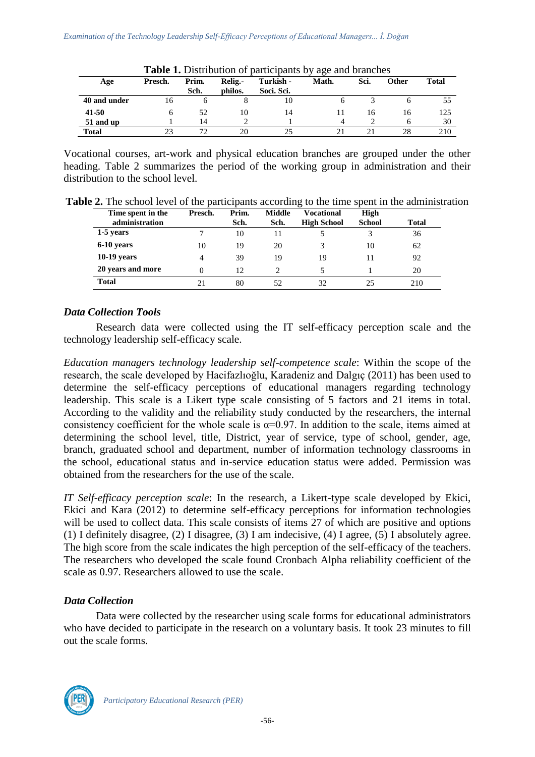**Table 1.** Distribution of participants by age and branches

| Age | Presch. | Prim. Sch. | Relig.- philos. | Turkish - Soci. Sci. | Math. | Sci. | Other | Total |
|---|---|---|---|---|---|---|---|---|
| **40 and under** | 16 | 6 | 8 | 10 | 6 | 3 | 6 | 55 |
| **41-50** | 6 | 52 | 10 | 14 | 11 | 16 | 16 | 125 |
| **51 and up** | 1 | 14 | 2 | 1 | 4 | 2 | 6 | 30 |
| **Total** | 23 | 72 | 20 | 25 | 21 | 21 | 28 | 210 |

Vocational courses, art-work and physical education branches are grouped under the other heading. Table 2 summarizes the period of the working group in administration and their distribution to the school level.

**Table 2.** The school level of the participants according to the time spent in the administration

| Time spent in the administration | Presch. | Prim. Sch. | Middle Sch. | Vocational High School | High School | Total |
|---|---|---|---|---|---|---|
| **1-5 years** | 7 | 10 | 11 | 5 | 3 | 36 |
| **6-10 years** | 10 | 19 | 20 | 3 | 10 | 62 |
| **10-19 years** | 4 | 39 | 19 | 19 | 11 | 92 |
| **20 years and more** | 0 | 12 | 2 | 5 | 1 | 20 |
| **Total** | 21 | 80 | 52 | 32 | 25 | 210 |

### *Data Collection Tools*

Research data were collected using the IT self-efficacy perception scale and the technology leadership self-efficacy scale.

*Education managers technology leadership self-competence scale*: Within the scope of the research, the scale developed by Hacifazlıoğlu, Karadeniz and Dalgıç (2011) has been used to determine the self-efficacy perceptions of educational managers regarding technology leadership. This scale is a Likert type scale consisting of 5 factors and 21 items in total. According to the validity and the reliability study conducted by the researchers, the internal consistency coefficient for the whole scale is α=0.97. In addition to the scale, items aimed at determining the school level, title, District, year of service, type of school, gender, age, branch, graduated school and department, number of information technology classrooms in the school, educational status and in-service education status were added. Permission was obtained from the researchers for the use of the scale.

*IT Self-efficacy perception scale*: In the research, a Likert-type scale developed by Ekici, Ekici and Kara (2012) to determine self-efficacy perceptions for information technologies will be used to collect data. This scale consists of items 27 of which are positive and options (1) I definitely disagree, (2) I disagree, (3) I am indecisive, (4) I agree, (5) I absolutely agree. The high score from the scale indicates the high perception of the self-efficacy of the teachers. The researchers who developed the scale found Cronbach Alpha reliability coefficient of the scale as 0.97. Researchers allowed to use the scale.

### *Data Collection*

Data were collected by the researcher using scale forms for educational administrators who have decided to participate in the research on a voluntary basis. It took 23 minutes to fill out the scale forms.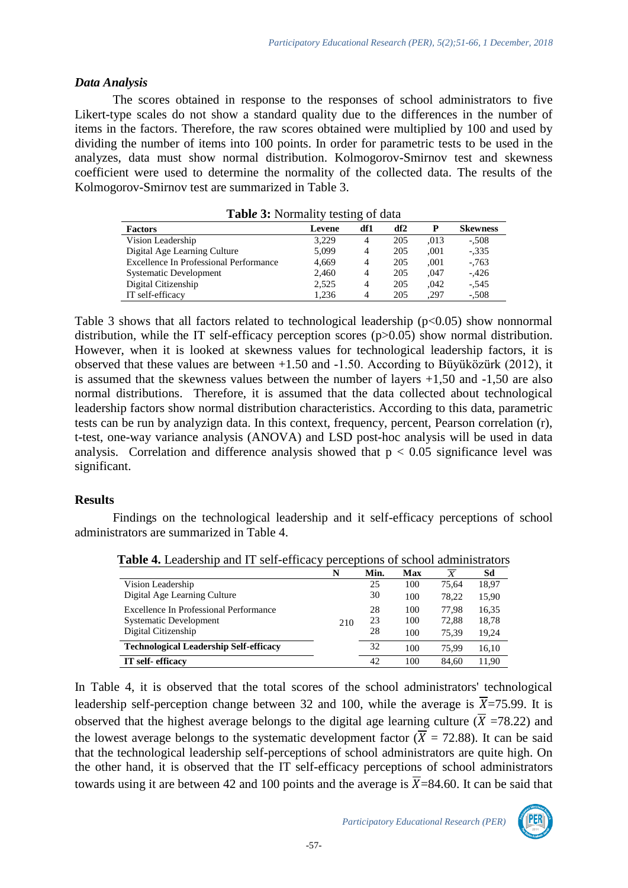### *Data Analysis*

The scores obtained in response to the responses of school administrators to five Likert-type scales do not show a standard quality due to the differences in the number of items in the factors. Therefore, the raw scores obtained were multiplied by 100 and used by dividing the number of items into 100 points. In order for parametric tests to be used in the analyzes, data must show normal distribution. Kolmogorov-Smirnov test and skewness coefficient were used to determine the normality of the collected data. The results of the Kolmogorov-Smirnov test are summarized in Table 3.

**Table 3:** Normality testing of data

| Factors | Levene | df1 | df2 | P | Skewness |
|---|---|---|---|---|---|
| Vision Leadership | 3,229 | 4 | 205 | ,013 | -,508 |
| Digital Age Learning Culture | 5,099 | 4 | 205 | ,001 | -,335 |
| Excellence In Professional Performance | 4,669 | 4 | 205 | ,001 | -,763 |
| Systematic Development | 2,460 | 4 | 205 | ,047 | -,426 |
| Digital Citizenship | 2,525 | 4 | 205 | ,042 | -,545 |
| IT self-efficacy | 1,236 | 4 | 205 | ,297 | -,508 |

Table 3 shows that all factors related to technological leadership ($p<0.05$) show nonnormal distribution, while the IT self-efficacy perception scores ($p>0.05$) show normal distribution. However, when it is looked at skewness values for technological leadership factors, it is observed that these values are between +1.50 and -1.50. According to Büyüközürk (2012), it is assumed that the skewness values between the number of layers +1,50 and -1,50 are also normal distributions. Therefore, it is assumed that the data collected about technological leadership factors show normal distribution characteristics. According to this data, parametric tests can be run by analyzign data. In this context, frequency, percent, Pearson correlation (r), t-test, one-way variance analysis (ANOVA) and LSD post-hoc analysis will be used in data analysis. Correlation and difference analysis showed that $p < 0.05$ significance level was significant.

## Results

Findings on the technological leadership and it self-efficacy perceptions of school administrators are summarized in Table 4.

**Table 4.** Leadership and IT self-efficacy perceptions of school administrators

| | N | Min. | Max | $\overline{X}$ | Sd |
|---|---|---|---|---|---|
| Vision Leadership | 210 | 25 | 100 | 75,64 | 18,97 |
| Digital Age Learning Culture | | 30 | 100 | 78,22 | 15,90 |
| Excellence In Professional Performance | | 28 | 100 | 77,98 | 16,35 |
| Systematic Development | | 23 | 100 | 72,88 | 18,78 |
| Digital Citizenship | | 28 | 100 | 75,39 | 19,24 |
| **Technological Leadership Self-efficacy** | | 32 | 100 | 75,99 | 16,10 |
| **IT self- efficacy** | | 42 | 100 | 84,60 | 11,90 |

In Table 4, it is observed that the total scores of the school administrators' technological leadership self-perception change between 32 and 100, while the average is $\overline{X}$=75.99. It is observed that the highest average belongs to the digital age learning culture ($\overline{X}$ =78.22) and the lowest average belongs to the systematic development factor ($\overline{X}$ = 72.88). It can be said that the technological leadership self-perceptions of school administrators are quite high. On the other hand, it is observed that the IT self-efficacy perceptions of school administrators towards using it are between 42 and 100 points and the average is $\overline{X}$=84.60. It can be said that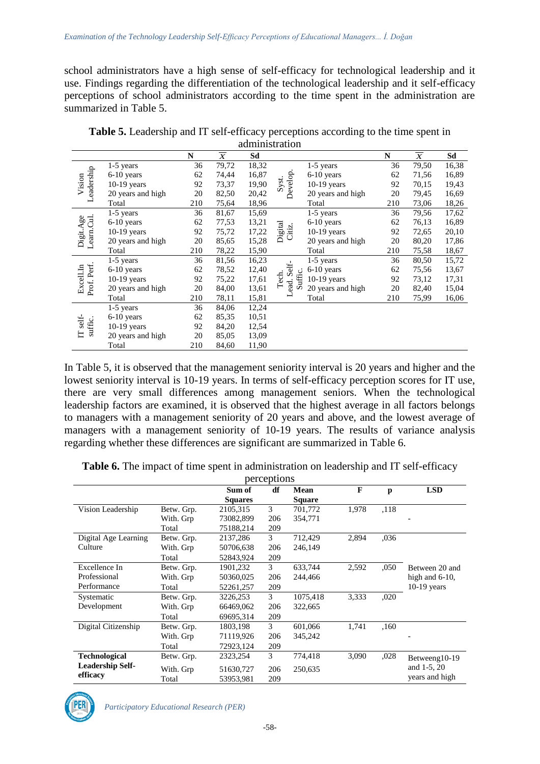school administrators have a high sense of self-efficacy for technological leadership and it use. Findings regarding the differentiation of the technological leadership and it self-efficacy perceptions of school administrators according to the time spent in the administration are summarized in Table 5.

**Table 5.** Leadership and IT self-efficacy perceptions according to the time spent in administration

| | | N | $\overline{X}$ | Sd | | | N | $\overline{X}$ | Sd |
|---|---|---|---|---|---|---|---|---|---|
| Vision Leadership | 1-5 years | 36 | 79,72 | 18,32 | Syst. Develop. | 1-5 years | 36 | 79,50 | 16,38 |
| | 6-10 years | 62 | 74,44 | 16,87 | | 6-10 years | 62 | 71,56 | 16,89 |
| | 10-19 years | 92 | 73,37 | 19,90 | | 10-19 years | 92 | 70,15 | 19,43 |
| | 20 years and high | 20 | 82,50 | 20,42 | | 20 years and high | 20 | 79,45 | 16,69 |
| | Total | 210 | 75,64 | 18,96 | | Total | 210 | 73,06 | 18,26 |
| Digit.Age Learn.Cul. | 1-5 years | 36 | 81,67 | 15,69 | Digital Citiz. | 1-5 years | 36 | 79,56 | 17,62 |
| | 6-10 years | 62 | 77,53 | 13,21 | | 6-10 years | 62 | 76,13 | 16,89 |
| | 10-19 years | 92 | 75,72 | 17,22 | | 10-19 years | 92 | 72,65 | 20,10 |
| | 20 years and high | 20 | 85,65 | 15,28 | | 20 years and high | 20 | 80,20 | 17,86 |
| | Total | 210 | 78,22 | 15,90 | | Total | 210 | 75,58 | 18,67 |
| Excell.In Prof. Perf. | 1-5 years | 36 | 81,56 | 16,23 | Tech. Lead. Self-Suffic. | 1-5 years | 36 | 80,50 | 15,72 |
| | 6-10 years | 62 | 78,52 | 12,40 | | 6-10 years | 62 | 75,56 | 13,67 |
| | 10-19 years | 92 | 75,22 | 17,61 | | 10-19 years | 92 | 73,12 | 17,31 |
| | 20 years and high | 20 | 84,00 | 13,61 | | 20 years and high | 20 | 82,40 | 15,04 |
| | Total | 210 | 78,11 | 15,81 | | Total | 210 | 75,99 | 16,06 |
| IT self-suffic. | 1-5 years | 36 | 84,06 | 12,24 | | | | | |
| | 6-10 years | 62 | 85,35 | 10,51 | | | | | |
| | 10-19 years | 92 | 84,20 | 12,54 | | | | | |
| | 20 years and high | 20 | 85,05 | 13,09 | | | | | |
| | Total | 210 | 84,60 | 11,90 | | | | | |

In Table 5, it is observed that the management seniority interval is 20 years and higher and the lowest seniority interval is 10-19 years. In terms of self-efficacy perception scores for IT use, there are very small differences among management seniors. When the technological leadership factors are examined, it is observed that the highest average in all factors belongs to managers with a management seniority of 20 years and above, and the lowest average of managers with a management seniority of 10-19 years. The results of variance analysis regarding whether these differences are significant are summarized in Table 6.

**Table 6.** The impact of time spent in administration on leadership and IT self-efficacy perceptions

| | | Sum of Squares | df | Mean Square | F | p | LSD |
|---|---|---|---|---|---|---|---|
| Vision Leadership | Betw. Grp. | 2105,315 | 3 | 701,772 | 1,978 | ,118 | - |
| | With. Grp | 73082,899 | 206 | 354,771 | | | |
| | Total | 75188,214 | 209 | | | | |
| Digital Age Learning Culture | Betw. Grp. | 2137,286 | 3 | 712,429 | 2,894 | ,036 | Between 20 and high and 6-10, 10-19 years |
| | With. Grp | 50706,638 | 206 | 246,149 | | | |
| | Total | 52843,924 | 209 | | | | |
| Excellence In Professional Performance | Betw. Grp. | 1901,232 | 3 | 633,744 | 2,592 | ,050 | |
| | With. Grp | 50360,025 | 206 | 244,466 | | | |
| | Total | 52261,257 | 209 | | | | |
| Systematic Development | Betw. Grp. | 3226,253 | 3 | 1075,418 | 3,333 | ,020 | |
| | With. Grp | 66469,062 | 206 | 322,665 | | | |
| | Total | 69695,314 | 209 | | | | |
| Digital Citizenship | Betw. Grp. | 1803,198 | 3 | 601,066 | 1,741 | ,160 | - |
| | With. Grp | 71119,926 | 206 | 345,242 | | | |
| | Total | 72923,124 | 209 | | | | |
| **Technological Leadership Self-efficacy** | Betw. Grp. | 2323,254 | 3 | 774,418 | 3,090 | ,028 | Betweeng10-19 and 1-5, 20 years and high |
| | With. Grp | 51630,727 | 206 | 250,635 | | | |
| | Total | 53953,981 | 209 | | | | |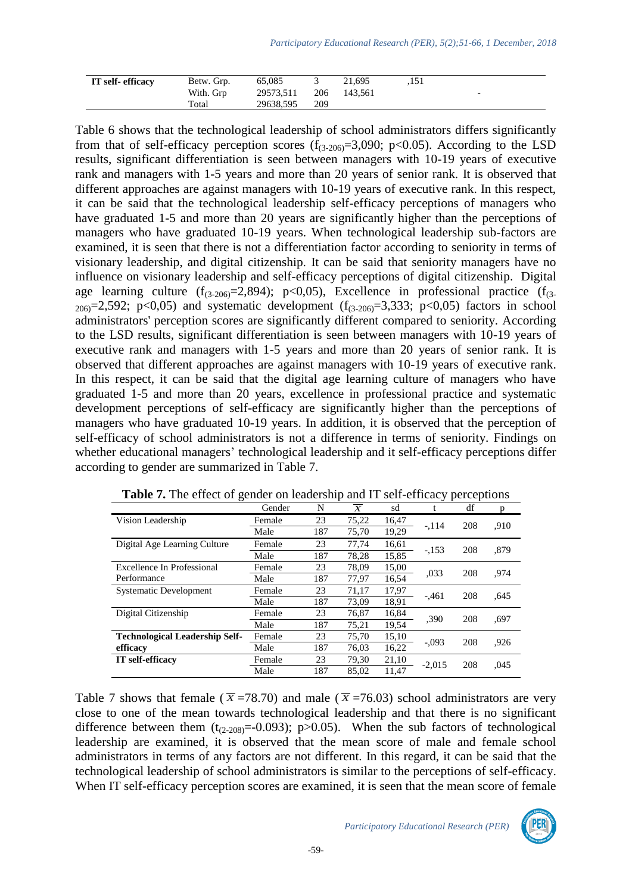| **IT self- efficacy** | Betw. Grp. | 65,085 | 3 | 21,695 | ,151 | |
|---|---|---|---|---|---|---|
| | With. Grp | 29573,511 | 206 | 143,561 | | - |
| | Total | 29638,595 | 209 | | | |

Table 6 shows that the technological leadership of school administrators differs significantly from that of self-efficacy perception scores ($f_{(3\text{-}206)}$=3,090; p<0.05). According to the LSD results, significant differentiation is seen between managers with 10-19 years of executive rank and managers with 1-5 years and more than 20 years of senior rank. It is observed that different approaches are against managers with 10-19 years of executive rank. In this respect, it can be said that the technological leadership self-efficacy perceptions of managers who have graduated 1-5 and more than 20 years are significantly higher than the perceptions of managers who have graduated 10-19 years. When technological leadership sub-factors are examined, it is seen that there is not a differentiation factor according to seniority in terms of visionary leadership, and digital citizenship. It can be said that seniority managers have no influence on visionary leadership and self-efficacy perceptions of digital citizenship. Digital age learning culture ($f_{(3\text{-}206)}$=2,894); p<0,05), Excellence in professional practice ($f_{(3\text{-}206)}$=2,592; p<0,05) and systematic development ($f_{(3\text{-}206)}$=3,333; p<0,05) factors in school administrators' perception scores are significantly different compared to seniority. According to the LSD results, significant differentiation is seen between managers with 10-19 years of executive rank and managers with 1-5 years and more than 20 years of senior rank. It is observed that different approaches are against managers with 10-19 years of executive rank. In this respect, it can be said that the digital age learning culture of managers who have graduated 1-5 and more than 20 years, excellence in professional practice and systematic development perceptions of self-efficacy are significantly higher than the perceptions of managers who have graduated 10-19 years. In addition, it is observed that the perception of self-efficacy of school administrators is not a difference in terms of seniority. Findings on whether educational managers' technological leadership and it self-efficacy perceptions differ according to gender are summarized in Table 7.

**Table 7.** The effect of gender on leadership and IT self-efficacy perceptions

| | Gender | N | $\overline{X}$ | sd | t | df | p |
|---|---|---|---|---|---|---|---|
| Vision Leadership | Female | 23 | 75,22 | 16,47 | -,114 | 208 | ,910 |
| | Male | 187 | 75,70 | 19,29 | | | |
| Digital Age Learning Culture | Female | 23 | 77,74 | 16,61 | -,153 | 208 | ,879 |
| | Male | 187 | 78,28 | 15,85 | | | |
| Excellence In Professional Performance | Female | 23 | 78,09 | 15,00 | ,033 | 208 | ,974 |
| | Male | 187 | 77,97 | 16,54 | | | |
| Systematic Development | Female | 23 | 71,17 | 17,97 | -,461 | 208 | ,645 |
| | Male | 187 | 73,09 | 18,91 | | | |
| Digital Citizenship | Female | 23 | 76,87 | 16,84 | ,390 | 208 | ,697 |
| | Male | 187 | 75,21 | 19,54 | | | |
| **Technological Leadership Self-efficacy** | Female | 23 | 75,70 | 15,10 | -,093 | 208 | ,926 |
| | Male | 187 | 76,03 | 16,22 | | | |
| **IT self-efficacy** | Female | 23 | 79,30 | 21,10 | -2,015 | 208 | ,045 |
| | Male | 187 | 85,02 | 11,47 | | | |

Table 7 shows that female ($\overline{X}$=78.70) and male ($\overline{X}$=76.03) school administrators are very close to one of the mean towards technological leadership and that there is no significant difference between them ($t_{(2\text{-}208)}$=-0.093); p>0.05). When the sub factors of technological leadership are examined, it is observed that the mean score of male and female school administrators in terms of any factors are not different. In this regard, it can be said that the technological leadership of school administrators is similar to the perceptions of self-efficacy. When IT self-efficacy perception scores are examined, it is seen that the mean score of female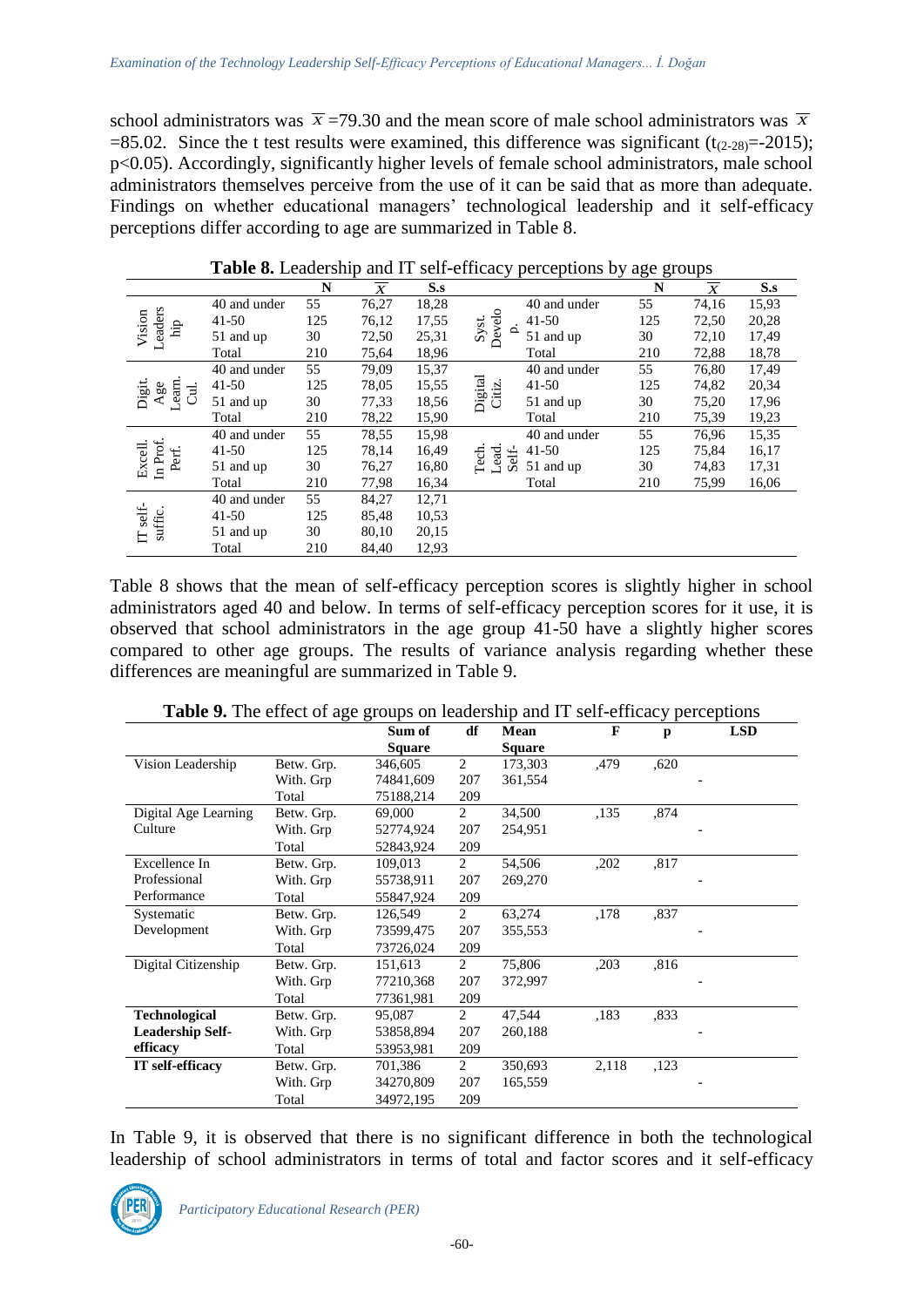school administrators was $\overline{X}$ =79.30 and the mean score of male school administrators was $\overline{X}$ =85.02. Since the t test results were examined, this difference was significant ($t_{(2\text{-}28)}$=-2015); p<0.05). Accordingly, significantly higher levels of female school administrators, male school administrators themselves perceive from the use of it can be said that as more than adequate. Findings on whether educational managers' technological leadership and it self-efficacy perceptions differ according to age are summarized in Table 8.

**Table 8.** Leadership and IT self-efficacy perceptions by age groups

| | | N | $\overline{X}$ | S.s | | | N | $\overline{X}$ | S.s |
|---|---|---|---|---|---|---|---|---|---|
| Vision Leadership | 40 and under | 55 | 76,27 | 18,28 | Syst. Develop. | 40 and under | 55 | 74,16 | 15,93 |
| | 41-50 | 125 | 76,12 | 17,55 | | 41-50 | 125 | 72,50 | 20,28 |
| | 51 and up | 30 | 72,50 | 25,31 | | 51 and up | 30 | 72,10 | 17,49 |
| | Total | 210 | 75,64 | 18,96 | | Total | 210 | 72,88 | 18,78 |
| Digit. Age Learn. Cul. | 40 and under | 55 | 79,09 | 15,37 | Digital Citiz. | 40 and under | 55 | 76,80 | 17,49 |
| | 41-50 | 125 | 78,05 | 15,55 | | 41-50 | 125 | 74,82 | 20,34 |
| | 51 and up | 30 | 77,33 | 18,56 | | 51 and up | 30 | 75,20 | 17,96 |
| | Total | 210 | 78,22 | 15,90 | | Total | 210 | 75,39 | 19,23 |
| Excell. In Prof. Perf. | 40 and under | 55 | 78,55 | 15,98 | Tech. Lead. Self- | 40 and under | 55 | 76,96 | 15,35 |
| | 41-50 | 125 | 78,14 | 16,49 | | 41-50 | 125 | 75,84 | 16,17 |
| | 51 and up | 30 | 76,27 | 16,80 | | 51 and up | 30 | 74,83 | 17,31 |
| | Total | 210 | 77,98 | 16,34 | | Total | 210 | 75,99 | 16,06 |
| IT self-suffic. | 40 and under | 55 | 84,27 | 12,71 | | | | | |
| | 41-50 | 125 | 85,48 | 10,53 | | | | | |
| | 51 and up | 30 | 80,10 | 20,15 | | | | | |
| | Total | 210 | 84,40 | 12,93 | | | | | |

Table 8 shows that the mean of self-efficacy perception scores is slightly higher in school administrators aged 40 and below. In terms of self-efficacy perception scores for it use, it is observed that school administrators in the age group 41-50 have a slightly higher scores compared to other age groups. The results of variance analysis regarding whether these differences are meaningful are summarized in Table 9.

**Table 9.** The effect of age groups on leadership and IT self-efficacy perceptions

| | | Sum of Square | df | Mean Square | F | p | LSD |
|---|---|---|---|---|---|---|---|
| Vision Leadership | Betw. Grp. | 346,605 | 2 | 173,303 | ,479 | ,620 | |
| | With. Grp | 74841,609 | 207 | 361,554 | | | - |
| | Total | 75188,214 | 209 | | | | |
| Digital Age Learning Culture | Betw. Grp. | 69,000 | 2 | 34,500 | ,135 | ,874 | |
| | With. Grp | 52774,924 | 207 | 254,951 | | | - |
| | Total | 52843,924 | 209 | | | | |
| Excellence In Professional Performance | Betw. Grp. | 109,013 | 2 | 54,506 | ,202 | ,817 | |
| | With. Grp | 55738,911 | 207 | 269,270 | | | - |
| | Total | 55847,924 | 209 | | | | |
| Systematic Development | Betw. Grp. | 126,549 | 2 | 63,274 | ,178 | ,837 | |
| | With. Grp | 73599,475 | 207 | 355,553 | | | - |
| | Total | 73726,024 | 209 | | | | |
| Digital Citizenship | Betw. Grp. | 151,613 | 2 | 75,806 | ,203 | ,816 | |
| | With. Grp | 77210,368 | 207 | 372,997 | | | - |
| | Total | 77361,981 | 209 | | | | |
| **Technological Leadership Self-efficacy** | Betw. Grp. | 95,087 | 2 | 47,544 | ,183 | ,833 | |
| | With. Grp | 53858,894 | 207 | 260,188 | | | - |
| | Total | 53953,981 | 209 | | | | |
| **IT self-efficacy** | Betw. Grp. | 701,386 | 2 | 350,693 | 2,118 | ,123 | |
| | With. Grp | 34270,809 | 207 | 165,559 | | | - |
| | Total | 34972,195 | 209 | | | | |

In Table 9, it is observed that there is no significant difference in both the technological leadership of school administrators in terms of total and factor scores and it self-efficacy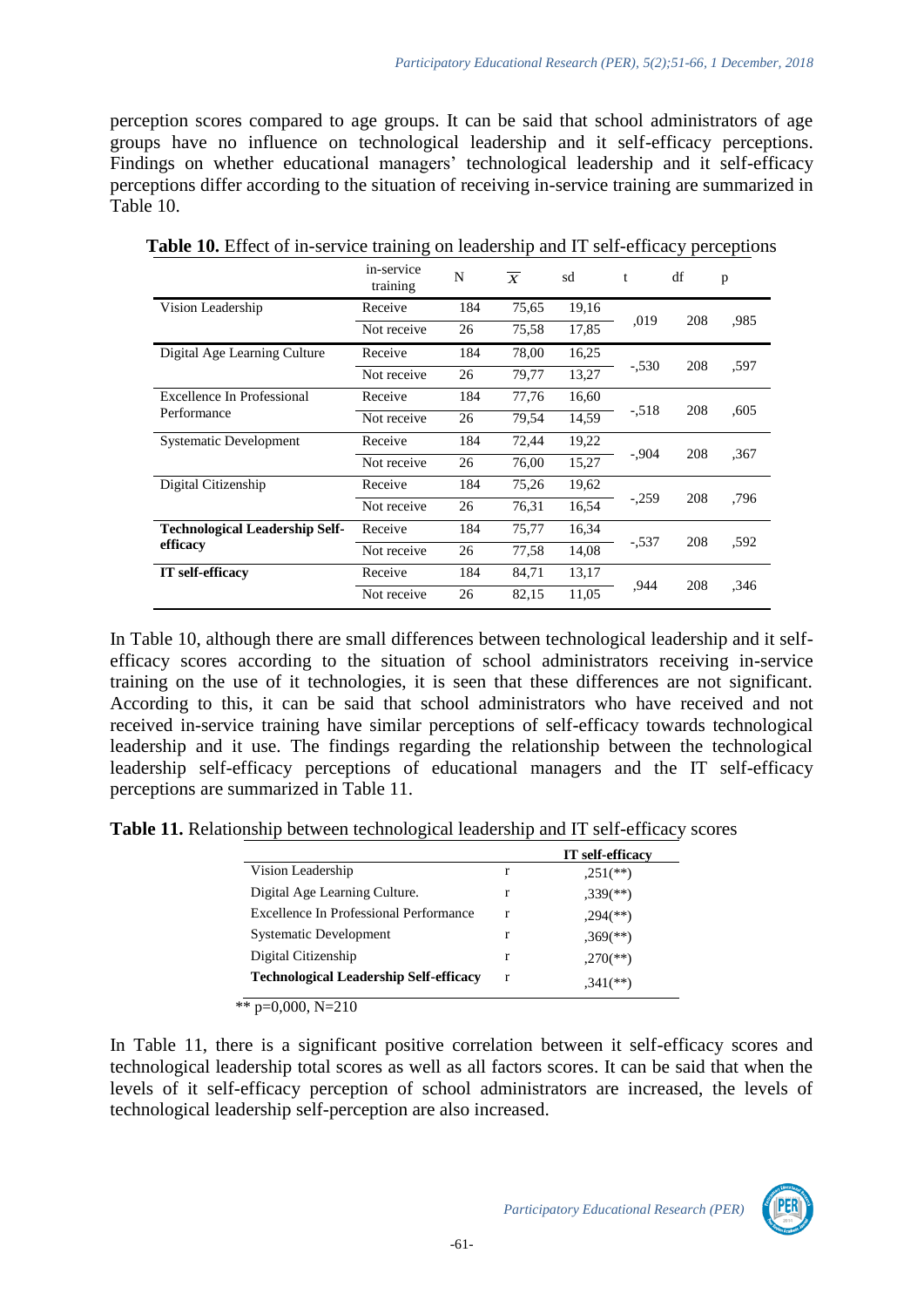perception scores compared to age groups. It can be said that school administrators of age groups have no influence on technological leadership and it self-efficacy perceptions. Findings on whether educational managers' technological leadership and it self-efficacy perceptions differ according to the situation of receiving in-service training are summarized in Table 10.

**Table 10.** Effect of in-service training on leadership and IT self-efficacy perceptions

| | in-service training | N | $\overline{X}$ | sd | t | df | p |
|---|---|---|---|---|---|---|---|
| Vision Leadership | Receive | 184 | 75,65 | 19,16 | ,019 | 208 | ,985 |
| | Not receive | 26 | 75,58 | 17,85 | | | |
| Digital Age Learning Culture | Receive | 184 | 78,00 | 16,25 | -,530 | 208 | ,597 |
| | Not receive | 26 | 79,77 | 13,27 | | | |
| Excellence In Professional Performance | Receive | 184 | 77,76 | 16,60 | -,518 | 208 | ,605 |
| | Not receive | 26 | 79,54 | 14,59 | | | |
| Systematic Development | Receive | 184 | 72,44 | 19,22 | -,904 | 208 | ,367 |
| | Not receive | 26 | 76,00 | 15,27 | | | |
| Digital Citizenship | Receive | 184 | 75,26 | 19,62 | -,259 | 208 | ,796 |
| | Not receive | 26 | 76,31 | 16,54 | | | |
| **Technological Leadership Self-efficacy** | Receive | 184 | 75,77 | 16,34 | -,537 | 208 | ,592 |
| | Not receive | 26 | 77,58 | 14,08 | | | |
| **IT self-efficacy** | Receive | 184 | 84,71 | 13,17 | ,944 | 208 | ,346 |
| | Not receive | 26 | 82,15 | 11,05 | | | |

In Table 10, although there are small differences between technological leadership and it self-efficacy scores according to the situation of school administrators receiving in-service training on the use of it technologies, it is seen that these differences are not significant. According to this, it can be said that school administrators who have received and not received in-service training have similar perceptions of self-efficacy towards technological leadership and it use. The findings regarding the relationship between the technological leadership self-efficacy perceptions of educational managers and the IT self-efficacy perceptions are summarized in Table 11.

**Table 11.** Relationship between technological leadership and IT self-efficacy scores

| | | **IT self-efficacy** |
|---|---|---|
| Vision Leadership | r | ,251(**) |
| Digital Age Learning Culture. | r | ,339(**) |
| Excellence In Professional Performance | r | ,294(**) |
| Systematic Development | r | ,369(**) |
| Digital Citizenship | r | ,270(**) |
| **Technological Leadership Self-efficacy** | r | ,341(**) |

** p=0,000, N=210

In Table 11, there is a significant positive correlation between it self-efficacy scores and technological leadership total scores as well as all factors scores. It can be said that when the levels of it self-efficacy perception of school administrators are increased, the levels of technological leadership self-perception are also increased.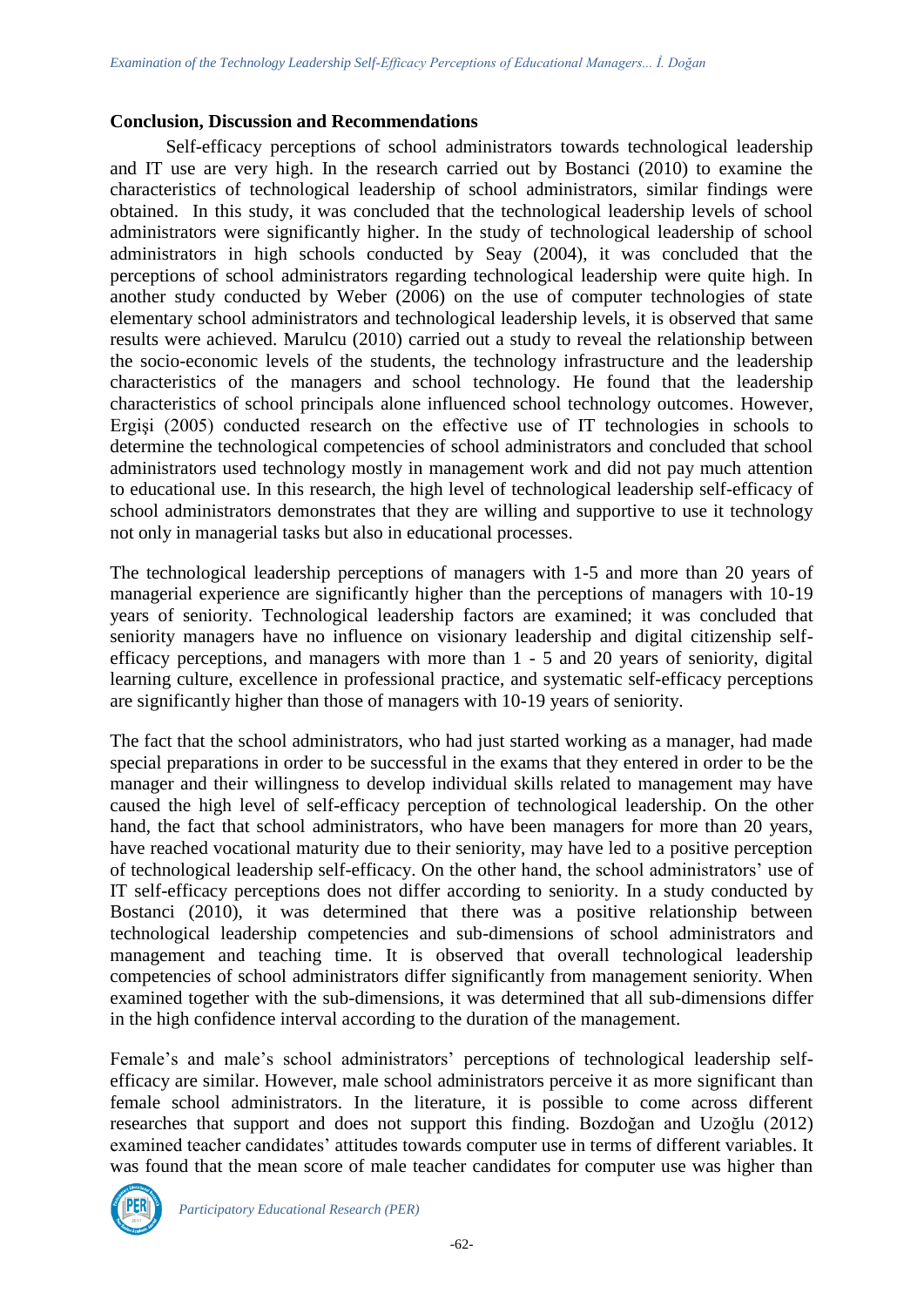**Conclusion, Discussion and Recommendations**

Self-efficacy perceptions of school administrators towards technological leadership and IT use are very high. In the research carried out by Bostanci (2010) to examine the characteristics of technological leadership of school administrators, similar findings were obtained. In this study, it was concluded that the technological leadership levels of school administrators were significantly higher. In the study of technological leadership of school administrators in high schools conducted by Seay (2004), it was concluded that the perceptions of school administrators regarding technological leadership were quite high. In another study conducted by Weber (2006) on the use of computer technologies of state elementary school administrators and technological leadership levels, it is observed that same results were achieved. Marulcu (2010) carried out a study to reveal the relationship between the socio-economic levels of the students, the technology infrastructure and the leadership characteristics of the managers and school technology. He found that the leadership characteristics of school principals alone influenced school technology outcomes. However, Ergişi (2005) conducted research on the effective use of IT technologies in schools to determine the technological competencies of school administrators and concluded that school administrators used technology mostly in management work and did not pay much attention to educational use. In this research, the high level of technological leadership self-efficacy of school administrators demonstrates that they are willing and supportive to use it technology not only in managerial tasks but also in educational processes.

The technological leadership perceptions of managers with 1-5 and more than 20 years of managerial experience are significantly higher than the perceptions of managers with 10-19 years of seniority. Technological leadership factors are examined; it was concluded that seniority managers have no influence on visionary leadership and digital citizenship self-efficacy perceptions, and managers with more than 1 - 5 and 20 years of seniority, digital learning culture, excellence in professional practice, and systematic self-efficacy perceptions are significantly higher than those of managers with 10-19 years of seniority.

The fact that the school administrators, who had just started working as a manager, had made special preparations in order to be successful in the exams that they entered in order to be the manager and their willingness to develop individual skills related to management may have caused the high level of self-efficacy perception of technological leadership. On the other hand, the fact that school administrators, who have been managers for more than 20 years, have reached vocational maturity due to their seniority, may have led to a positive perception of technological leadership self-efficacy. On the other hand, the school administrators' use of IT self-efficacy perceptions does not differ according to seniority. In a study conducted by Bostanci (2010), it was determined that there was a positive relationship between technological leadership competencies and sub-dimensions of school administrators and management and teaching time. It is observed that overall technological leadership competencies of school administrators differ significantly from management seniority. When examined together with the sub-dimensions, it was determined that all sub-dimensions differ in the high confidence interval according to the duration of the management.

Female's and male's school administrators' perceptions of technological leadership self-efficacy are similar. However, male school administrators perceive it as more significant than female school administrators. In the literature, it is possible to come across different researches that support and does not support this finding. Bozdoğan and Uzoğlu (2012) examined teacher candidates' attitudes towards computer use in terms of different variables. It was found that the mean score of male teacher candidates for computer use was higher than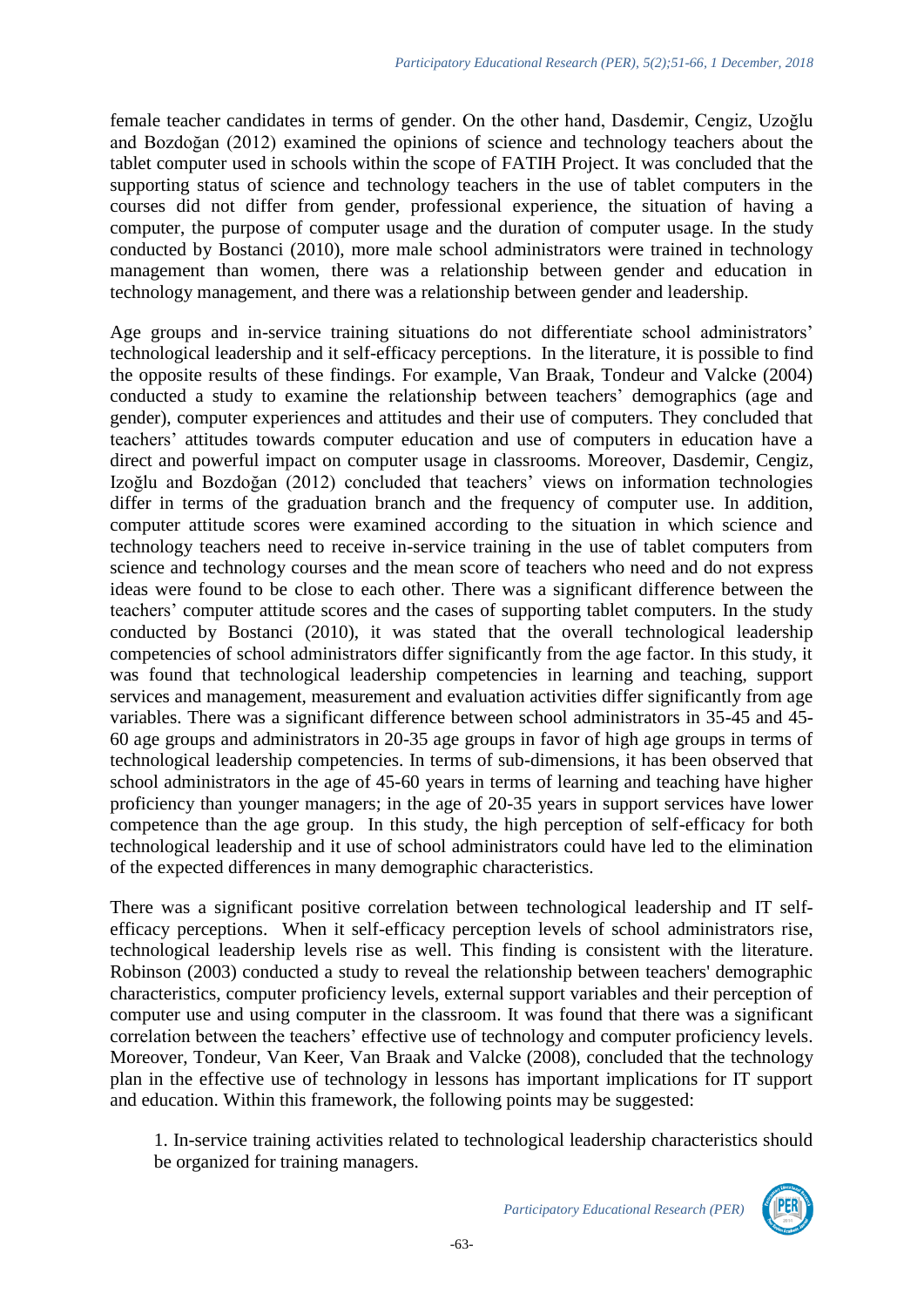female teacher candidates in terms of gender. On the other hand, Dasdemir, Cengiz, Uzoğlu and Bozdoğan (2012) examined the opinions of science and technology teachers about the tablet computer used in schools within the scope of FATIH Project. It was concluded that the supporting status of science and technology teachers in the use of tablet computers in the courses did not differ from gender, professional experience, the situation of having a computer, the purpose of computer usage and the duration of computer usage. In the study conducted by Bostanci (2010), more male school administrators were trained in technology management than women, there was a relationship between gender and education in technology management, and there was a relationship between gender and leadership.

Age groups and in-service training situations do not differentiate school administrators' technological leadership and it self-efficacy perceptions. In the literature, it is possible to find the opposite results of these findings. For example, Van Braak, Tondeur and Valcke (2004) conducted a study to examine the relationship between teachers' demographics (age and gender), computer experiences and attitudes and their use of computers. They concluded that teachers' attitudes towards computer education and use of computers in education have a direct and powerful impact on computer usage in classrooms. Moreover, Dasdemir, Cengiz, Izoğlu and Bozdoğan (2012) concluded that teachers' views on information technologies differ in terms of the graduation branch and the frequency of computer use. In addition, computer attitude scores were examined according to the situation in which science and technology teachers need to receive in-service training in the use of tablet computers from science and technology courses and the mean score of teachers who need and do not express ideas were found to be close to each other. There was a significant difference between the teachers' computer attitude scores and the cases of supporting tablet computers. In the study conducted by Bostanci (2010), it was stated that the overall technological leadership competencies of school administrators differ significantly from the age factor. In this study, it was found that technological leadership competencies in learning and teaching, support services and management, measurement and evaluation activities differ significantly from age variables. There was a significant difference between school administrators in 35-45 and 45-60 age groups and administrators in 20-35 age groups in favor of high age groups in terms of technological leadership competencies. In terms of sub-dimensions, it has been observed that school administrators in the age of 45-60 years in terms of learning and teaching have higher proficiency than younger managers; in the age of 20-35 years in support services have lower competence than the age group. In this study, the high perception of self-efficacy for both technological leadership and it use of school administrators could have led to the elimination of the expected differences in many demographic characteristics.

There was a significant positive correlation between technological leadership and IT self-efficacy perceptions. When it self-efficacy perception levels of school administrators rise, technological leadership levels rise as well. This finding is consistent with the literature. Robinson (2003) conducted a study to reveal the relationship between teachers' demographic characteristics, computer proficiency levels, external support variables and their perception of computer use and using computer in the classroom. It was found that there was a significant correlation between the teachers' effective use of technology and computer proficiency levels. Moreover, Tondeur, Van Keer, Van Braak and Valcke (2008), concluded that the technology plan in the effective use of technology in lessons has important implications for IT support and education. Within this framework, the following points may be suggested:

1. In-service training activities related to technological leadership characteristics should be organized for training managers.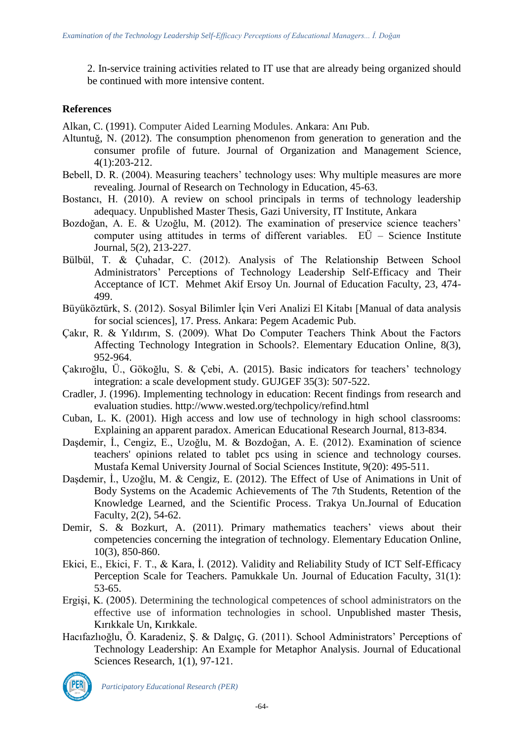2. In-service training activities related to IT use that are already being organized should be continued with more intensive content.

## References

Alkan, C. (1991). Computer Aided Learning Modules. Ankara: Anı Pub.

Altuntuğ, N. (2012). The consumption phenomenon from generation to generation and the consumer profile of future. Journal of Organization and Management Science, 4(1):203-212.

Bebell, D. R. (2004). Measuring teachers' technology uses: Why multiple measures are more revealing. Journal of Research on Technology in Education, 45-63.

Bostancı, H. (2010). A review on school principals in terms of technology leadership adequacy. Unpublished Master Thesis, Gazi University, IT Institute, Ankara

Bozdoğan, A. E. & Uzoğlu, M. (2012). The examination of preservice science teachers' computer using attitudes in terms of different variables. EÜ – Science Institute Journal, 5(2), 213-227.

Bülbül, T. & Çuhadar, C. (2012). Analysis of The Relationship Between School Administrators' Perceptions of Technology Leadership Self-Efficacy and Their Acceptance of ICT. Mehmet Akif Ersoy Un. Journal of Education Faculty, 23, 474-499.

Büyüköztürk, S. (2012). Sosyal Bilimler İçin Veri Analizi El Kitabı [Manual of data analysis for social sciences], 17. Press. Ankara: Pegem Academic Pub.

Çakır, R. & Yıldırım, S. (2009). What Do Computer Teachers Think About the Factors Affecting Technology Integration in Schools?. Elementary Education Online, 8(3), 952-964.

Çakıroğlu, Ü., Gökoğlu, S. & Çebi, A. (2015). Basic indicators for teachers' technology integration: a scale development study. GUJGEF 35(3): 507-522.

Cradler, J. (1996). Implementing technology in education: Recent findings from research and evaluation studies. http://www.wested.org/techpolicy/refind.html

Cuban, L. K. (2001). High access and low use of technology in high school classrooms: Explaining an apparent paradox. American Educational Research Journal, 813-834.

Daşdemir, İ., Cengiz, E., Uzoğlu, M. & Bozdoğan, A. E. (2012). Examination of science teachers' opinions related to tablet pcs using in science and technology courses. Mustafa Kemal University Journal of Social Sciences Institute, 9(20): 495-511.

Daşdemir, İ., Uzoğlu, M. & Cengiz, E. (2012). The Effect of Use of Animations in Unit of Body Systems on the Academic Achievements of The 7th Students, Retention of the Knowledge Learned, and the Scientific Process. Trakya Un.Journal of Education Faculty, 2(2), 54-62.

Demir, S. & Bozkurt, A. (2011). Primary mathematics teachers' views about their competencies concerning the integration of technology. Elementary Education Online, 10(3), 850-860.

Ekici, E., Ekici, F. T., & Kara, İ. (2012). Validity and Reliability Study of ICT Self-Efficacy Perception Scale for Teachers. Pamukkale Un. Journal of Education Faculty, 31(1): 53-65.

Ergişi, K. (2005). Determining the technological competences of school administrators on the effective use of information technologies in school. Unpublished master Thesis, Kırıkkale Un, Kırıkkale.

Hacıfazlıoğlu, Ö. Karadeniz, Ş. & Dalgıç, G. (2011). School Administrators' Perceptions of Technology Leadership: An Example for Metaphor Analysis. Journal of Educational Sciences Research, 1(1), 97-121.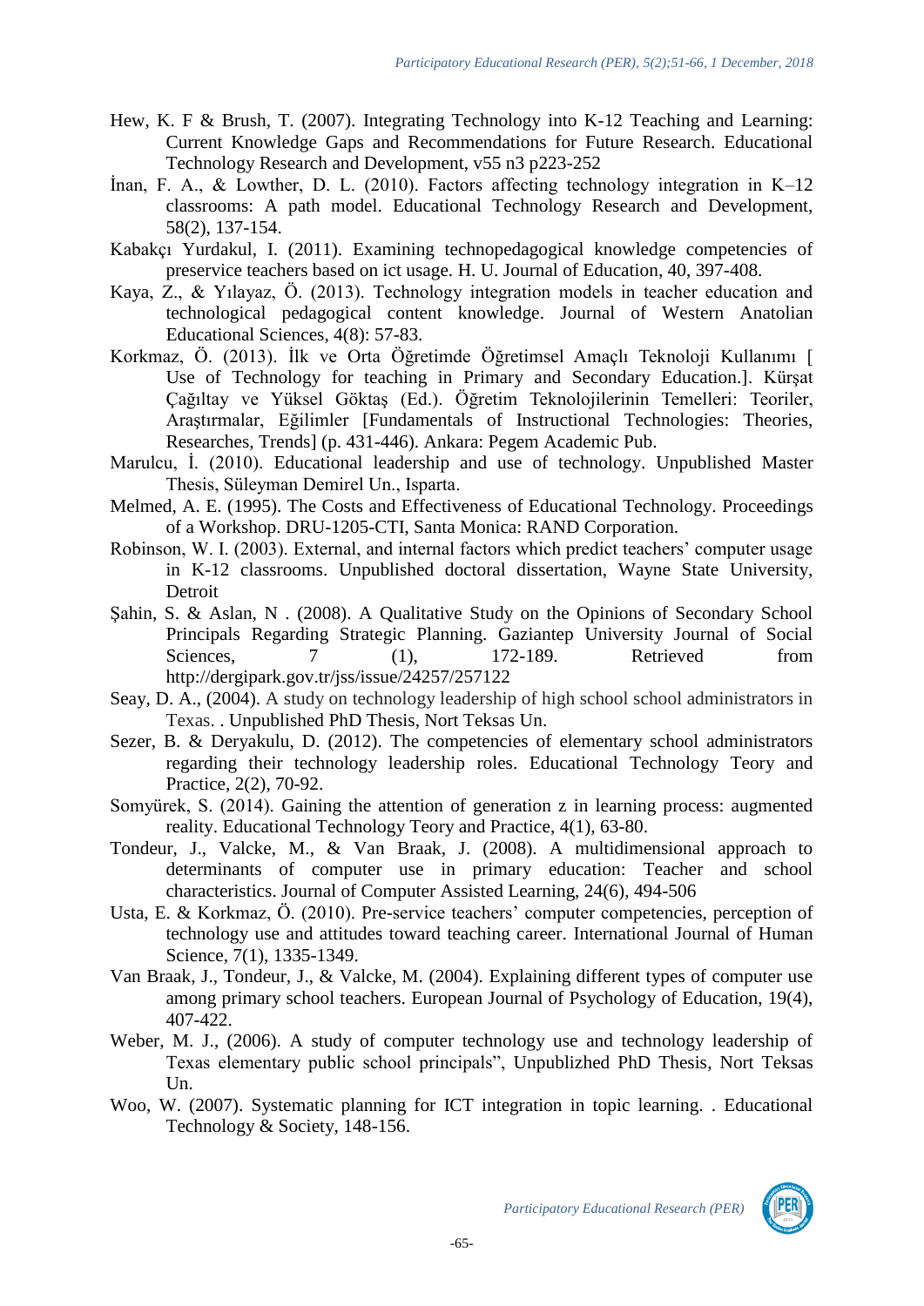Hew, K. F & Brush, T. (2007). Integrating Technology into K-12 Teaching and Learning: Current Knowledge Gaps and Recommendations for Future Research. Educational Technology Research and Development, v55 n3 p223-252

İnan, F. A., & Lowther, D. L. (2010). Factors affecting technology integration in K–12 classrooms: A path model. Educational Technology Research and Development, 58(2), 137-154.

Kabakçı Yurdakul, I. (2011). Examining technopedagogical knowledge competencies of preservice teachers based on ict usage. H. U. Journal of Education, 40, 397-408.

Kaya, Z., & Yılayaz, Ö. (2013). Technology integration models in teacher education and technological pedagogical content knowledge. Journal of Western Anatolian Educational Sciences, 4(8): 57-83.

Korkmaz, Ö. (2013). İlk ve Orta Öğretimde Öğretimsel Amaçlı Teknoloji Kullanımı [ Use of Technology for teaching in Primary and Secondary Education.]. Kürşat Çağıltay ve Yüksel Göktaş (Ed.). Öğretim Teknolojilerinin Temelleri: Teoriler, Araştırmalar, Eğilimler [Fundamentals of Instructional Technologies: Theories, Researches, Trends] (p. 431-446). Ankara: Pegem Academic Pub.

Marulcu, İ. (2010). Educational leadership and use of technology. Unpublished Master Thesis, Süleyman Demirel Un., Isparta.

Melmed, A. E. (1995). The Costs and Effectiveness of Educational Technology. Proceedings of a Workshop. DRU-1205-CTI, Santa Monica: RAND Corporation.

Robinson, W. I. (2003). External, and internal factors which predict teachers' computer usage in K-12 classrooms. Unpublished doctoral dissertation, Wayne State University, Detroit

Şahin, S. & Aslan, N . (2008). A Qualitative Study on the Opinions of Secondary School Principals Regarding Strategic Planning. Gaziantep University Journal of Social Sciences, 7 (1), 172-189. Retrieved from http://dergipark.gov.tr/jss/issue/24257/257122

Seay, D. A., (2004). A study on technology leadership of high school school administrators in Texas. . Unpublished PhD Thesis, Nort Teksas Un.

Sezer, B. & Deryakulu, D. (2012). The competencies of elementary school administrators regarding their technology leadership roles. Educational Technology Teory and Practice, 2(2), 70-92.

Somyürek, S. (2014). Gaining the attention of generation z in learning process: augmented reality. Educational Technology Teory and Practice, 4(1), 63-80.

Tondeur, J., Valcke, M., & Van Braak, J. (2008). A multidimensional approach to determinants of computer use in primary education: Teacher and school characteristics. Journal of Computer Assisted Learning, 24(6), 494-506

Usta, E. & Korkmaz, Ö. (2010). Pre-service teachers' computer competencies, perception of technology use and attitudes toward teaching career. International Journal of Human Science, 7(1), 1335-1349.

Van Braak, J., Tondeur, J., & Valcke, M. (2004). Explaining different types of computer use among primary school teachers. European Journal of Psychology of Education, 19(4), 407-422.

Weber, M. J., (2006). A study of computer technology use and technology leadership of Texas elementary public school principals", Unpublizhed PhD Thesis, Nort Teksas Un.

Woo, W. (2007). Systematic planning for ICT integration in topic learning. . Educational Technology & Society, 148-156.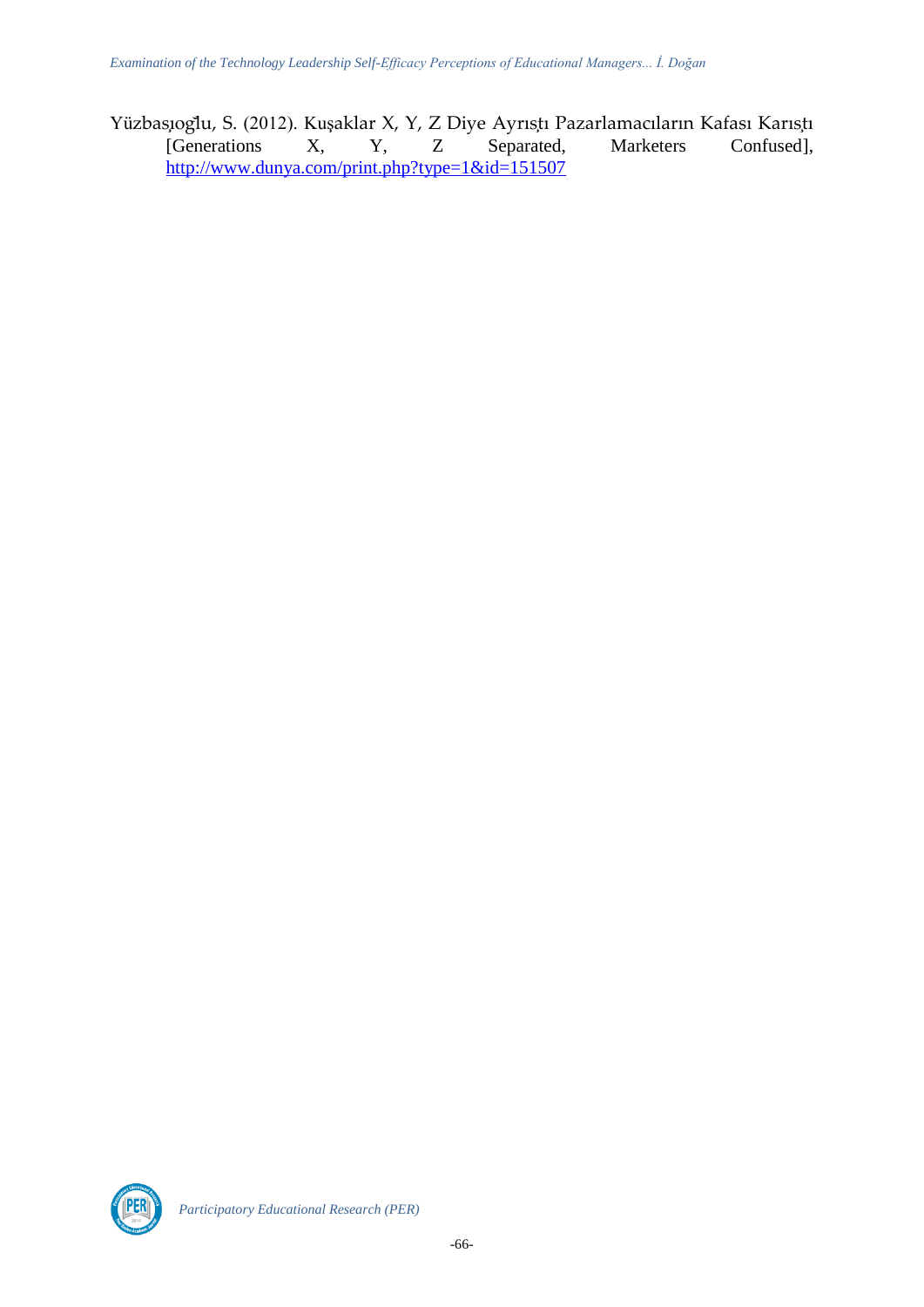Yüzbaşıoğlu, S. (2012). Kuşaklar X, Y, Z Diye Ayrıştı Pazarlamacıların Kafası Karıştı [Generations X, Y, Z Separated, Marketers Confused], http://www.dunya.com/print.php?type=1&id=151507